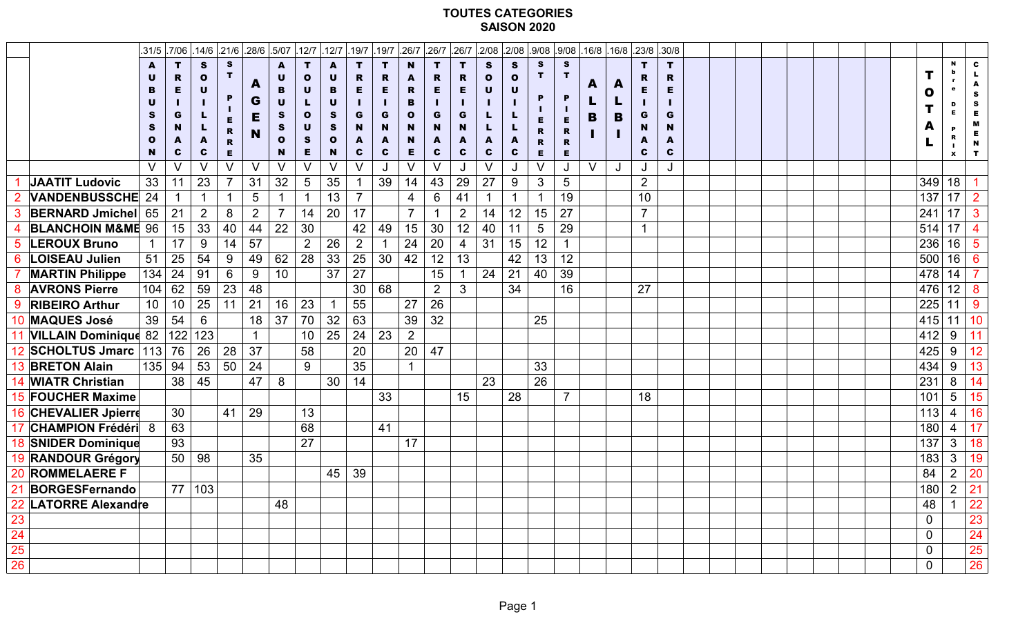# TOUTES CATEGORIES
## SAISON 2020

| | | .31/5 | .7/06 | .14/6 | .21/6 | .28/6 | .5/07 | .12/7 | .12/7 | .19/7 | .19/7 | .26/7 | .26/7 | .26/7 | .2/08 | .2/08 | .9/08 | .9/08 | .16/8 | .16/8 | .23/8 | .30/8 | TOTAL | Nbre de prix | CLASSEMENT |
|---|---|---|---|---|---|---|---|---|---|---|---|---|---|---|---|---|---|---|---|---|---|---|---|---|---|
| | | AUBUSSON | TREIGNAC | SOUILLAC | ST PIERRE | AGEN | AUBUSSON | TOULOUSE | AUBUSSON | TREIGNAC | TREIGNAC | NARBONNE | TREIGNAC | TREIGNAC | SOUILLAC | SOUILLAC | ST PIERRE | ST PIERRE | ALBI | ALBI | TREIGNAC | TREIGNAC | | | |
| | | V | V | V | V | V | V | V | V | V | J | V | V | J | V | J | V | J | V | J | J | J | | | |
| 1 | JAATIT Ludovic | 33 | 11 | 23 | 7 | 31 | 32 | 5 | 35 | 1 | 39 | 14 | 43 | 29 | 27 | 9 | 3 | 5 | | | 2 | | 349 | 18 | 1 |
| 2 | VANDENBUSSCHE | 24 | 1 | 1 | 1 | 5 | 1 | 1 | 13 | 7 | | 4 | 6 | 41 | 1 | 1 | 1 | 19 | | | 10 | | 137 | 17 | 2 |
| 3 | BERNARD Jmichel | 65 | 21 | 2 | 8 | 2 | 7 | 14 | 20 | 17 | | 7 | 1 | 2 | 14 | 12 | 15 | 27 | | | 7 | | 241 | 17 | 3 |
| 4 | BLANCHOIN M&ME | 96 | 15 | 33 | 40 | 44 | 22 | 30 | | 42 | 49 | 15 | 30 | 12 | 40 | 11 | 5 | 29 | | | 1 | | 514 | 17 | 4 |
| 5 | LEROUX Bruno | 1 | 17 | 9 | 14 | 57 | | 2 | 26 | 2 | 1 | 24 | 20 | 4 | 31 | 15 | 12 | 1 | | | | | 236 | 16 | 5 |
| 6 | LOISEAU Julien | 51 | 25 | 54 | 9 | 49 | 62 | 28 | 33 | 25 | 30 | 42 | 12 | 13 | | 42 | 13 | 12 | | | | | 500 | 16 | 6 |
| 7 | MARTIN Philippe | 134 | 24 | 91 | 6 | 9 | 10 | | 37 | 27 | | | 15 | 1 | 24 | 21 | 40 | 39 | | | | | 478 | 14 | 7 |
| 8 | AVRONS Pierre | 104 | 62 | 59 | 23 | 48 | | | | 30 | 68 | | 2 | 3 | | 34 | | 16 | | | 27 | | 476 | 12 | 8 |
| 9 | RIBEIRO Arthur | 10 | 10 | 25 | 11 | 21 | 16 | 23 | 1 | 55 | | 27 | 26 | | | | | | | | | | 225 | 11 | 9 |
| 10 | MAQUES José | 39 | 54 | 6 | | 18 | 37 | 70 | 32 | 63 | | 39 | 32 | | | | 25 | | | | | | 415 | 11 | 10 |
| 11 | VILLAIN Dominique | 82 | 122 | 123 | | 1 | | 10 | 25 | 24 | 23 | 2 | | | | | | | | | | | 412 | 9 | 11 |
| 12 | SCHOLTUS Jmarc | 113 | 76 | 26 | 28 | 37 | | 58 | | 20 | | 20 | 47 | | | | | | | | | | 425 | 9 | 12 |
| 13 | BRETON Alain | 135 | 94 | 53 | 50 | 24 | | 9 | | 35 | | 1 | | | | | 33 | | | | | | 434 | 9 | 13 |
| 14 | WIATR Christian | | 38 | 45 | | 47 | 8 | | 30 | 14 | | | | | 23 | | 26 | | | | | | 231 | 8 | 14 |
| 15 | FOUCHER Maxime | | | | | | | | | | 33 | | | 15 | | 28 | | 7 | | | 18 | | 101 | 5 | 15 |
| 16 | CHEVALIER Jpierre | | 30 | | 41 | 29 | | 13 | | | | | | | | | | | | | | | 113 | 4 | 16 |
| 17 | CHAMPION Frédéri | 8 | 63 | | | | | 68 | | | 41 | | | | | | | | | | | | 180 | 4 | 17 |
| 18 | SNIDER Dominique | | 93 | | | | | 27 | | | | 17 | | | | | | | | | | | 137 | 3 | 18 |
| 19 | RANDOUR Grégory | | 50 | 98 | | 35 | | | | | | | | | | | | | | | | | 183 | 3 | 19 |
| 20 | ROMMELAERE F | | | | | | | | 45 | 39 | | | | | | | | | | | | | 84 | 2 | 20 |
| 21 | BORGESFernando | | 77 | 103 | | | | | | | | | | | | | | | | | | | 180 | 2 | 21 |
| 22 | LATORRE Alexandre | | | | | | 48 | | | | | | | | | | | | | | | | 48 | 1 | 22 |
| 23 | | | | | | | | | | | | | | | | | | | | | | | 0 | | 23 |
| 24 | | | | | | | | | | | | | | | | | | | | | | | 0 | | 24 |
| 25 | | | | | | | | | | | | | | | | | | | | | | | 0 | | 25 |
| 26 | | | | | | | | | | | | | | | | | | | | | | | 0 | | 26 |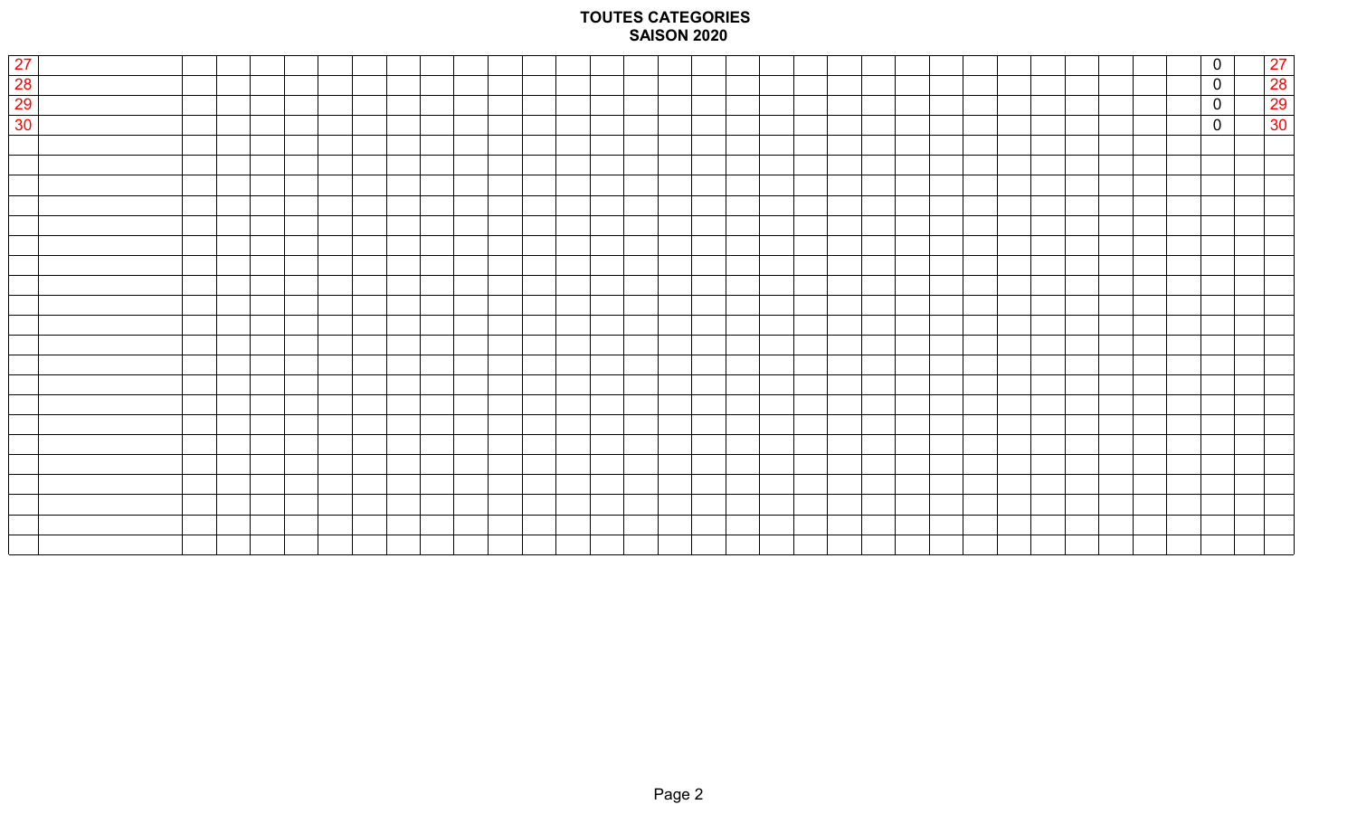**TOUTES CATEGORIES**
**SAISON 2020**

| | | | | | | | | | | | | | | | | | | | | | | | | | | | | | | | | | | |
|---|---|---|---|---|---|---|---|---|---|---|---|---|---|---|---|---|---|---|---|---|---|---|---|---|---|---|---|---|---|---|---|---|---|---|
| 27 | | | | | | | | | | | | | | | | | | | | | | | | | | | | | | | | 0 | | 27 |
| 28 | | | | | | | | | | | | | | | | | | | | | | | | | | | | | | | | 0 | | 28 |
| 29 | | | | | | | | | | | | | | | | | | | | | | | | | | | | | | | | 0 | | 29 |
| 30 | | | | | | | | | | | | | | | | | | | | | | | | | | | | | | | | 0 | | 30 |